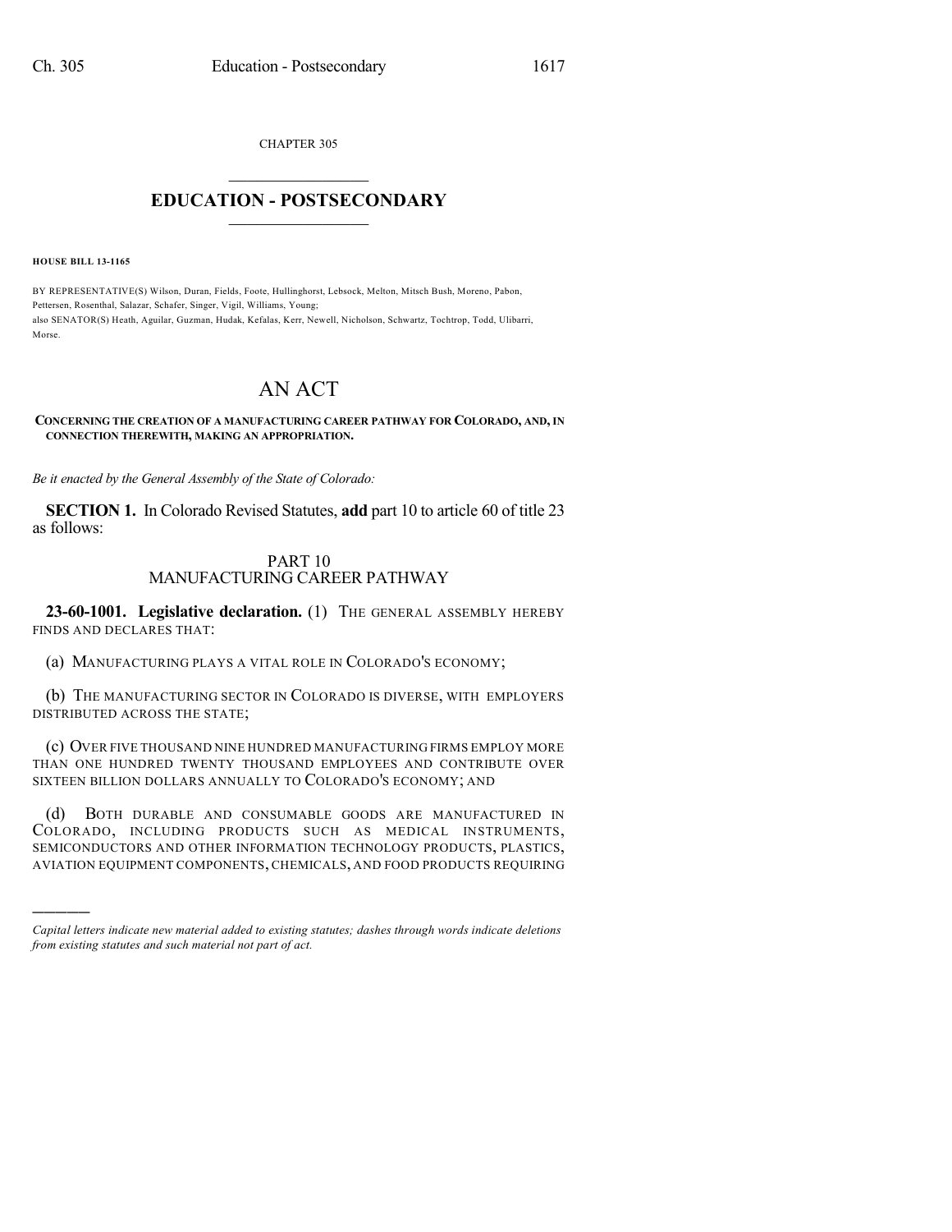CHAPTER 305

# EDUCATION - POSTSECONDARY

**HOUSE BILL 13-1165**

BY REPRESENTATIVE(S) Wilson, Duran, Fields, Foote, Hullinghorst, Lebsock, Melton, Mitsch Bush, Moreno, Pabon, Pettersen, Rosenthal, Salazar, Schafer, Singer, Vigil, Williams, Young;
also SENATOR(S) Heath, Aguilar, Guzman, Hudak, Kefalas, Kerr, Newell, Nicholson, Schwartz, Tochtrop, Todd, Ulibarri, Morse.

# AN ACT

**CONCERNING THE CREATION OF A MANUFACTURING CAREER PATHWAY FOR COLORADO, AND, IN CONNECTION THEREWITH, MAKING AN APPROPRIATION.**

*Be it enacted by the General Assembly of the State of Colorado:*

**SECTION 1.** In Colorado Revised Statutes, **add** part 10 to article 60 of title 23 as follows:

## PART 10
## MANUFACTURING CAREER PATHWAY

**23-60-1001. Legislative declaration.** (1) THE GENERAL ASSEMBLY HEREBY FINDS AND DECLARES THAT:

(a) MANUFACTURING PLAYS A VITAL ROLE IN COLORADO'S ECONOMY;

(b) THE MANUFACTURING SECTOR IN COLORADO IS DIVERSE, WITH EMPLOYERS DISTRIBUTED ACROSS THE STATE;

(c) OVER FIVE THOUSAND NINE HUNDRED MANUFACTURING FIRMS EMPLOY MORE THAN ONE HUNDRED TWENTY THOUSAND EMPLOYEES AND CONTRIBUTE OVER SIXTEEN BILLION DOLLARS ANNUALLY TO COLORADO'S ECONOMY; AND

(d) BOTH DURABLE AND CONSUMABLE GOODS ARE MANUFACTURED IN COLORADO, INCLUDING PRODUCTS SUCH AS MEDICAL INSTRUMENTS, SEMICONDUCTORS AND OTHER INFORMATION TECHNOLOGY PRODUCTS, PLASTICS, AVIATION EQUIPMENT COMPONENTS, CHEMICALS, AND FOOD PRODUCTS REQUIRING

---

*Capital letters indicate new material added to existing statutes; dashes through words indicate deletions from existing statutes and such material not part of act.*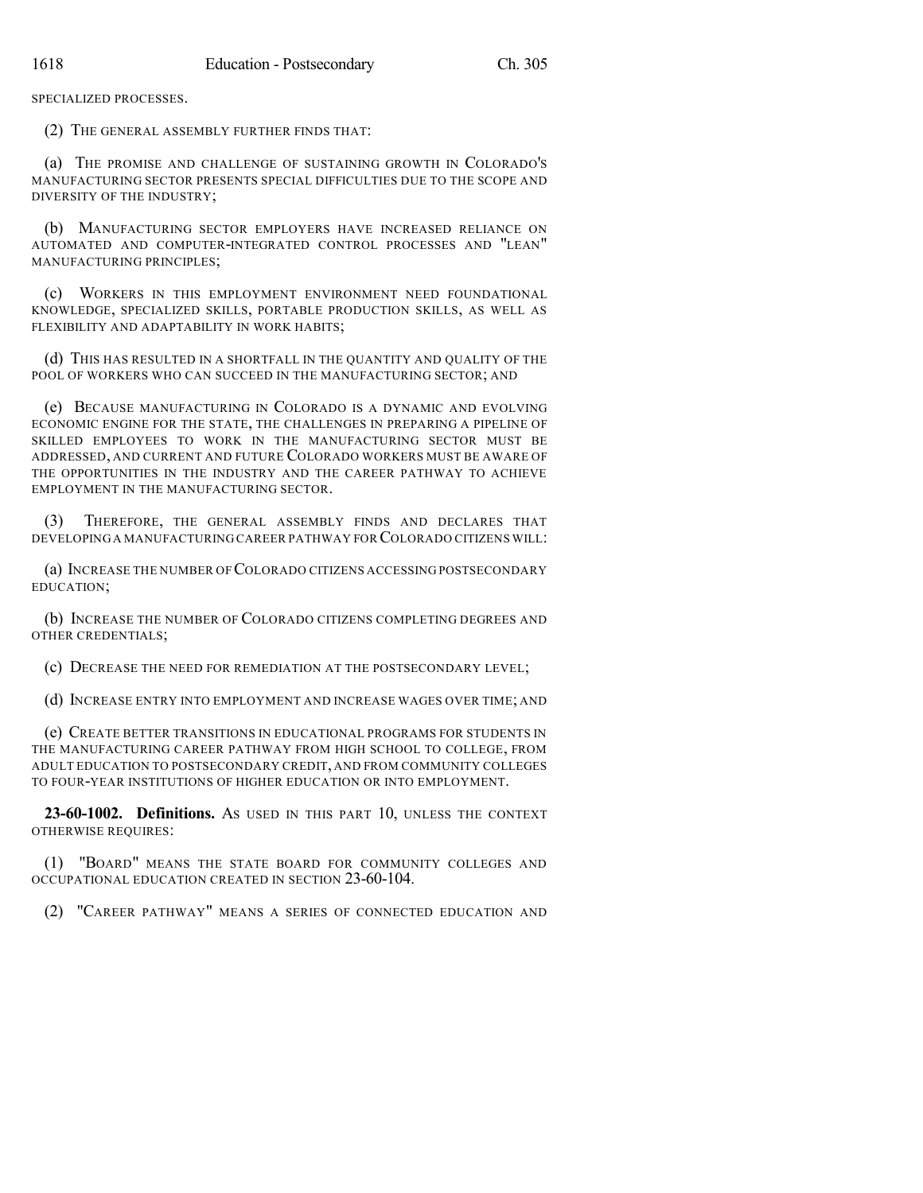SPECIALIZED PROCESSES.

(2) THE GENERAL ASSEMBLY FURTHER FINDS THAT:

(a) THE PROMISE AND CHALLENGE OF SUSTAINING GROWTH IN COLORADO'S MANUFACTURING SECTOR PRESENTS SPECIAL DIFFICULTIES DUE TO THE SCOPE AND DIVERSITY OF THE INDUSTRY;

(b) MANUFACTURING SECTOR EMPLOYERS HAVE INCREASED RELIANCE ON AUTOMATED AND COMPUTER-INTEGRATED CONTROL PROCESSES AND "LEAN" MANUFACTURING PRINCIPLES;

(c) WORKERS IN THIS EMPLOYMENT ENVIRONMENT NEED FOUNDATIONAL KNOWLEDGE, SPECIALIZED SKILLS, PORTABLE PRODUCTION SKILLS, AS WELL AS FLEXIBILITY AND ADAPTABILITY IN WORK HABITS;

(d) THIS HAS RESULTED IN A SHORTFALL IN THE QUANTITY AND QUALITY OF THE POOL OF WORKERS WHO CAN SUCCEED IN THE MANUFACTURING SECTOR; AND

(e) BECAUSE MANUFACTURING IN COLORADO IS A DYNAMIC AND EVOLVING ECONOMIC ENGINE FOR THE STATE, THE CHALLENGES IN PREPARING A PIPELINE OF SKILLED EMPLOYEES TO WORK IN THE MANUFACTURING SECTOR MUST BE ADDRESSED, AND CURRENT AND FUTURE COLORADO WORKERS MUST BE AWARE OF THE OPPORTUNITIES IN THE INDUSTRY AND THE CAREER PATHWAY TO ACHIEVE EMPLOYMENT IN THE MANUFACTURING SECTOR.

(3) THEREFORE, THE GENERAL ASSEMBLY FINDS AND DECLARES THAT DEVELOPING A MANUFACTURING CAREER PATHWAY FOR COLORADO CITIZENS WILL:

(a) INCREASE THE NUMBER OF COLORADO CITIZENS ACCESSING POSTSECONDARY EDUCATION;

(b) INCREASE THE NUMBER OF COLORADO CITIZENS COMPLETING DEGREES AND OTHER CREDENTIALS;

(c) DECREASE THE NEED FOR REMEDIATION AT THE POSTSECONDARY LEVEL;

(d) INCREASE ENTRY INTO EMPLOYMENT AND INCREASE WAGES OVER TIME; AND

(e) CREATE BETTER TRANSITIONS IN EDUCATIONAL PROGRAMS FOR STUDENTS IN THE MANUFACTURING CAREER PATHWAY FROM HIGH SCHOOL TO COLLEGE, FROM ADULT EDUCATION TO POSTSECONDARY CREDIT, AND FROM COMMUNITY COLLEGES TO FOUR-YEAR INSTITUTIONS OF HIGHER EDUCATION OR INTO EMPLOYMENT.

**23-60-1002. Definitions.** AS USED IN THIS PART 10, UNLESS THE CONTEXT OTHERWISE REQUIRES:

(1) "BOARD" MEANS THE STATE BOARD FOR COMMUNITY COLLEGES AND OCCUPATIONAL EDUCATION CREATED IN SECTION 23-60-104.

(2) "CAREER PATHWAY" MEANS A SERIES OF CONNECTED EDUCATION AND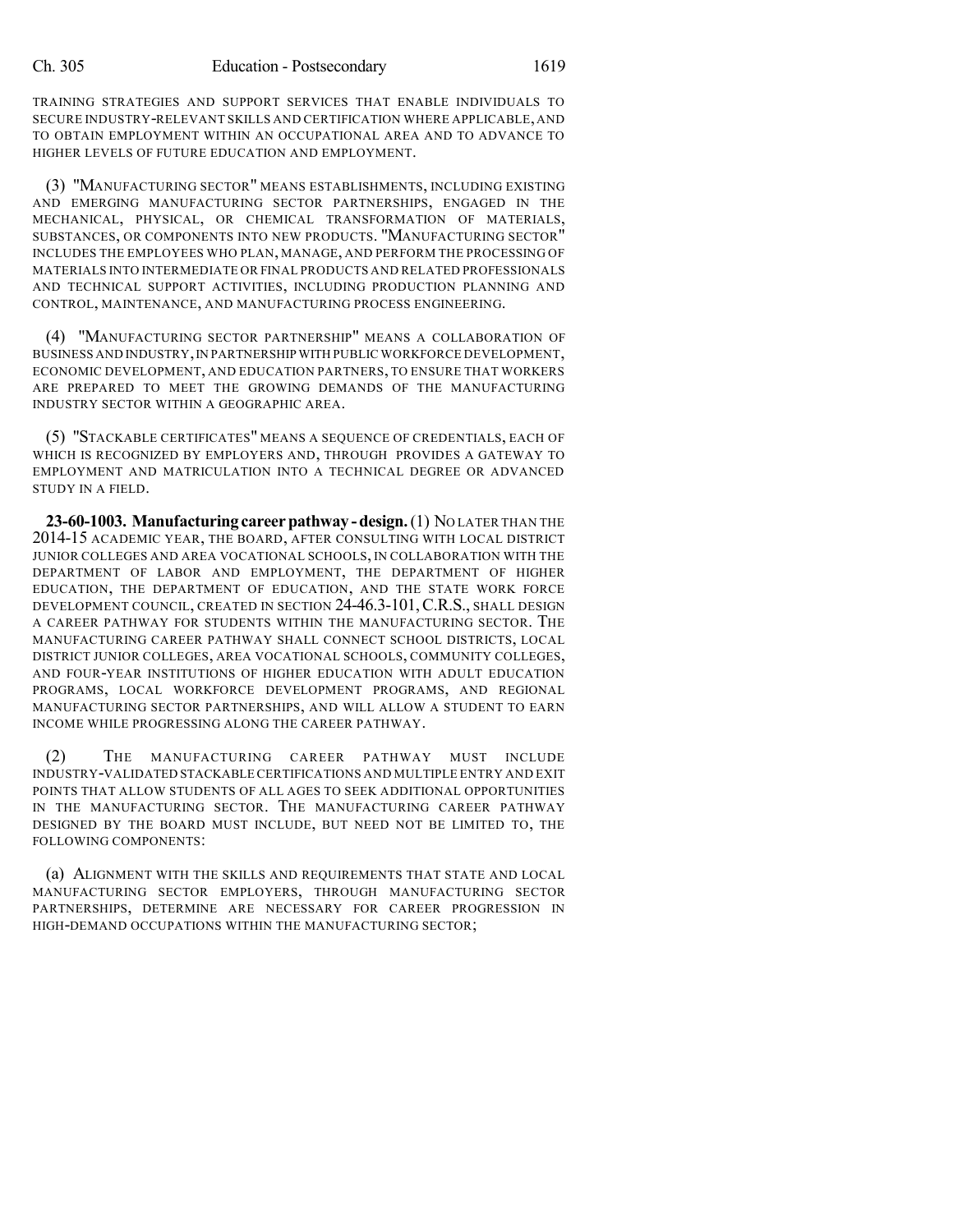TRAINING STRATEGIES AND SUPPORT SERVICES THAT ENABLE INDIVIDUALS TO SECURE INDUSTRY-RELEVANT SKILLS AND CERTIFICATION WHERE APPLICABLE, AND TO OBTAIN EMPLOYMENT WITHIN AN OCCUPATIONAL AREA AND TO ADVANCE TO HIGHER LEVELS OF FUTURE EDUCATION AND EMPLOYMENT.

(3) "MANUFACTURING SECTOR" MEANS ESTABLISHMENTS, INCLUDING EXISTING AND EMERGING MANUFACTURING SECTOR PARTNERSHIPS, ENGAGED IN THE MECHANICAL, PHYSICAL, OR CHEMICAL TRANSFORMATION OF MATERIALS, SUBSTANCES, OR COMPONENTS INTO NEW PRODUCTS. "MANUFACTURING SECTOR" INCLUDES THE EMPLOYEES WHO PLAN, MANAGE, AND PERFORM THE PROCESSING OF MATERIALS INTO INTERMEDIATE OR FINAL PRODUCTS AND RELATED PROFESSIONALS AND TECHNICAL SUPPORT ACTIVITIES, INCLUDING PRODUCTION PLANNING AND CONTROL, MAINTENANCE, AND MANUFACTURING PROCESS ENGINEERING.

(4) "MANUFACTURING SECTOR PARTNERSHIP" MEANS A COLLABORATION OF BUSINESS AND INDUSTRY, IN PARTNERSHIP WITH PUBLIC WORKFORCE DEVELOPMENT, ECONOMIC DEVELOPMENT, AND EDUCATION PARTNERS, TO ENSURE THAT WORKERS ARE PREPARED TO MEET THE GROWING DEMANDS OF THE MANUFACTURING INDUSTRY SECTOR WITHIN A GEOGRAPHIC AREA.

(5) "STACKABLE CERTIFICATES" MEANS A SEQUENCE OF CREDENTIALS, EACH OF WHICH IS RECOGNIZED BY EMPLOYERS AND, THROUGH PROVIDES A GATEWAY TO EMPLOYMENT AND MATRICULATION INTO A TECHNICAL DEGREE OR ADVANCED STUDY IN A FIELD.

**23-60-1003. Manufacturing career pathway - design.** (1) NO LATER THAN THE 2014-15 ACADEMIC YEAR, THE BOARD, AFTER CONSULTING WITH LOCAL DISTRICT JUNIOR COLLEGES AND AREA VOCATIONAL SCHOOLS, IN COLLABORATION WITH THE DEPARTMENT OF LABOR AND EMPLOYMENT, THE DEPARTMENT OF HIGHER EDUCATION, THE DEPARTMENT OF EDUCATION, AND THE STATE WORK FORCE DEVELOPMENT COUNCIL, CREATED IN SECTION 24-46.3-101, C.R.S., SHALL DESIGN A CAREER PATHWAY FOR STUDENTS WITHIN THE MANUFACTURING SECTOR. THE MANUFACTURING CAREER PATHWAY SHALL CONNECT SCHOOL DISTRICTS, LOCAL DISTRICT JUNIOR COLLEGES, AREA VOCATIONAL SCHOOLS, COMMUNITY COLLEGES, AND FOUR-YEAR INSTITUTIONS OF HIGHER EDUCATION WITH ADULT EDUCATION PROGRAMS, LOCAL WORKFORCE DEVELOPMENT PROGRAMS, AND REGIONAL MANUFACTURING SECTOR PARTNERSHIPS, AND WILL ALLOW A STUDENT TO EARN INCOME WHILE PROGRESSING ALONG THE CAREER PATHWAY.

(2) THE MANUFACTURING CAREER PATHWAY MUST INCLUDE INDUSTRY-VALIDATED STACKABLE CERTIFICATIONS AND MULTIPLE ENTRY AND EXIT POINTS THAT ALLOW STUDENTS OF ALL AGES TO SEEK ADDITIONAL OPPORTUNITIES IN THE MANUFACTURING SECTOR. THE MANUFACTURING CAREER PATHWAY DESIGNED BY THE BOARD MUST INCLUDE, BUT NEED NOT BE LIMITED TO, THE FOLLOWING COMPONENTS:

(a) ALIGNMENT WITH THE SKILLS AND REQUIREMENTS THAT STATE AND LOCAL MANUFACTURING SECTOR EMPLOYERS, THROUGH MANUFACTURING SECTOR PARTNERSHIPS, DETERMINE ARE NECESSARY FOR CAREER PROGRESSION IN HIGH-DEMAND OCCUPATIONS WITHIN THE MANUFACTURING SECTOR;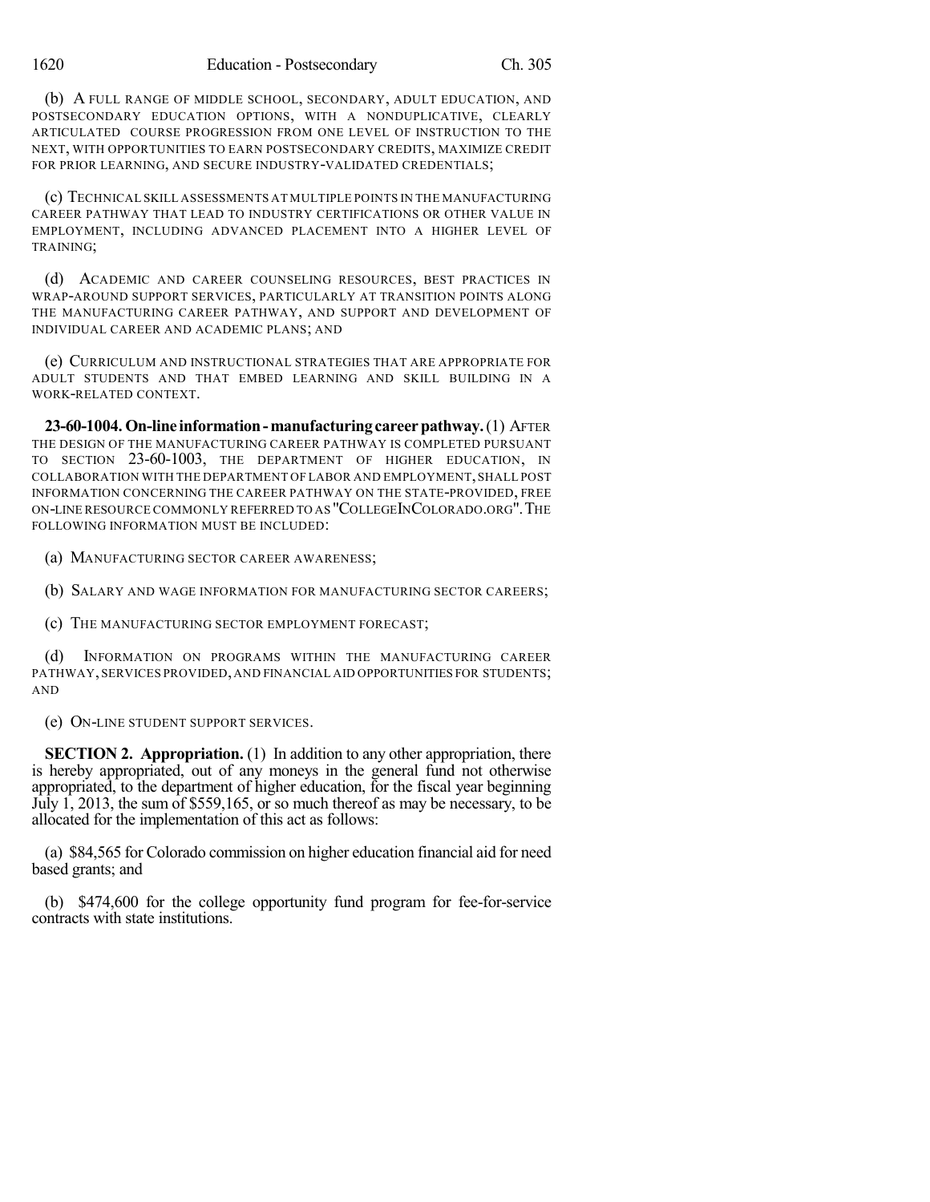(b) A FULL RANGE OF MIDDLE SCHOOL, SECONDARY, ADULT EDUCATION, AND POSTSECONDARY EDUCATION OPTIONS, WITH A NONDUPLICATIVE, CLEARLY ARTICULATED COURSE PROGRESSION FROM ONE LEVEL OF INSTRUCTION TO THE NEXT, WITH OPPORTUNITIES TO EARN POSTSECONDARY CREDITS, MAXIMIZE CREDIT FOR PRIOR LEARNING, AND SECURE INDUSTRY-VALIDATED CREDENTIALS;

(c) TECHNICAL SKILL ASSESSMENTS AT MULTIPLE POINTS IN THE MANUFACTURING CAREER PATHWAY THAT LEAD TO INDUSTRY CERTIFICATIONS OR OTHER VALUE IN EMPLOYMENT, INCLUDING ADVANCED PLACEMENT INTO A HIGHER LEVEL OF TRAINING;

(d) ACADEMIC AND CAREER COUNSELING RESOURCES, BEST PRACTICES IN WRAP-AROUND SUPPORT SERVICES, PARTICULARLY AT TRANSITION POINTS ALONG THE MANUFACTURING CAREER PATHWAY, AND SUPPORT AND DEVELOPMENT OF INDIVIDUAL CAREER AND ACADEMIC PLANS; AND

(e) CURRICULUM AND INSTRUCTIONAL STRATEGIES THAT ARE APPROPRIATE FOR ADULT STUDENTS AND THAT EMBED LEARNING AND SKILL BUILDING IN A WORK-RELATED CONTEXT.

**23-60-1004. On-line information - manufacturing career pathway.** (1) AFTER THE DESIGN OF THE MANUFACTURING CAREER PATHWAY IS COMPLETED PURSUANT TO SECTION 23-60-1003, THE DEPARTMENT OF HIGHER EDUCATION, IN COLLABORATION WITH THE DEPARTMENT OF LABOR AND EMPLOYMENT, SHALL POST INFORMATION CONCERNING THE CAREER PATHWAY ON THE STATE-PROVIDED, FREE ON-LINE RESOURCE COMMONLY REFERRED TO AS "COLLEGEINCOLORADO.ORG". THE FOLLOWING INFORMATION MUST BE INCLUDED:

(a) MANUFACTURING SECTOR CAREER AWARENESS;

(b) SALARY AND WAGE INFORMATION FOR MANUFACTURING SECTOR CAREERS;

(c) THE MANUFACTURING SECTOR EMPLOYMENT FORECAST;

(d) INFORMATION ON PROGRAMS WITHIN THE MANUFACTURING CAREER PATHWAY, SERVICES PROVIDED, AND FINANCIAL AID OPPORTUNITIES FOR STUDENTS; AND

(e) ON-LINE STUDENT SUPPORT SERVICES.

**SECTION 2. Appropriation.** (1) In addition to any other appropriation, there is hereby appropriated, out of any moneys in the general fund not otherwise appropriated, to the department of higher education, for the fiscal year beginning July 1, 2013, the sum of $559,165, or so much thereof as may be necessary, to be allocated for the implementation of this act as follows:

(a) $84,565 for Colorado commission on higher education financial aid for need based grants; and

(b) $474,600 for the college opportunity fund program for fee-for-service contracts with state institutions.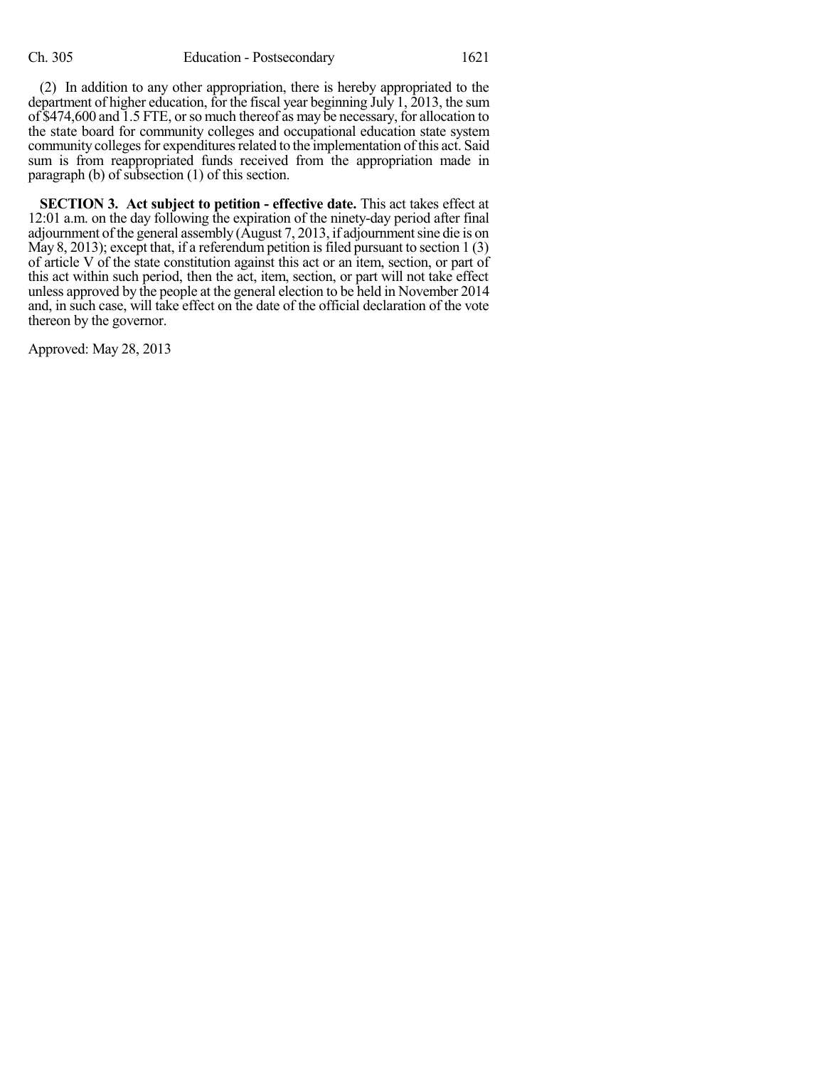(2) In addition to any other appropriation, there is hereby appropriated to the department of higher education, for the fiscal year beginning July 1, 2013, the sum of $474,600 and 1.5 FTE, or so much thereof as may be necessary, for allocation to the state board for community colleges and occupational education state system community colleges for expenditures related to the implementation of this act. Said sum is from reappropriated funds received from the appropriation made in paragraph (b) of subsection (1) of this section.

**SECTION 3. Act subject to petition - effective date.** This act takes effect at 12:01 a.m. on the day following the expiration of the ninety-day period after final adjournment of the general assembly (August 7, 2013, if adjournment sine die is on May 8, 2013); except that, if a referendum petition is filed pursuant to section 1 (3) of article V of the state constitution against this act or an item, section, or part of this act within such period, then the act, item, section, or part will not take effect unless approved by the people at the general election to be held in November 2014 and, in such case, will take effect on the date of the official declaration of the vote thereon by the governor.

Approved: May 28, 2013